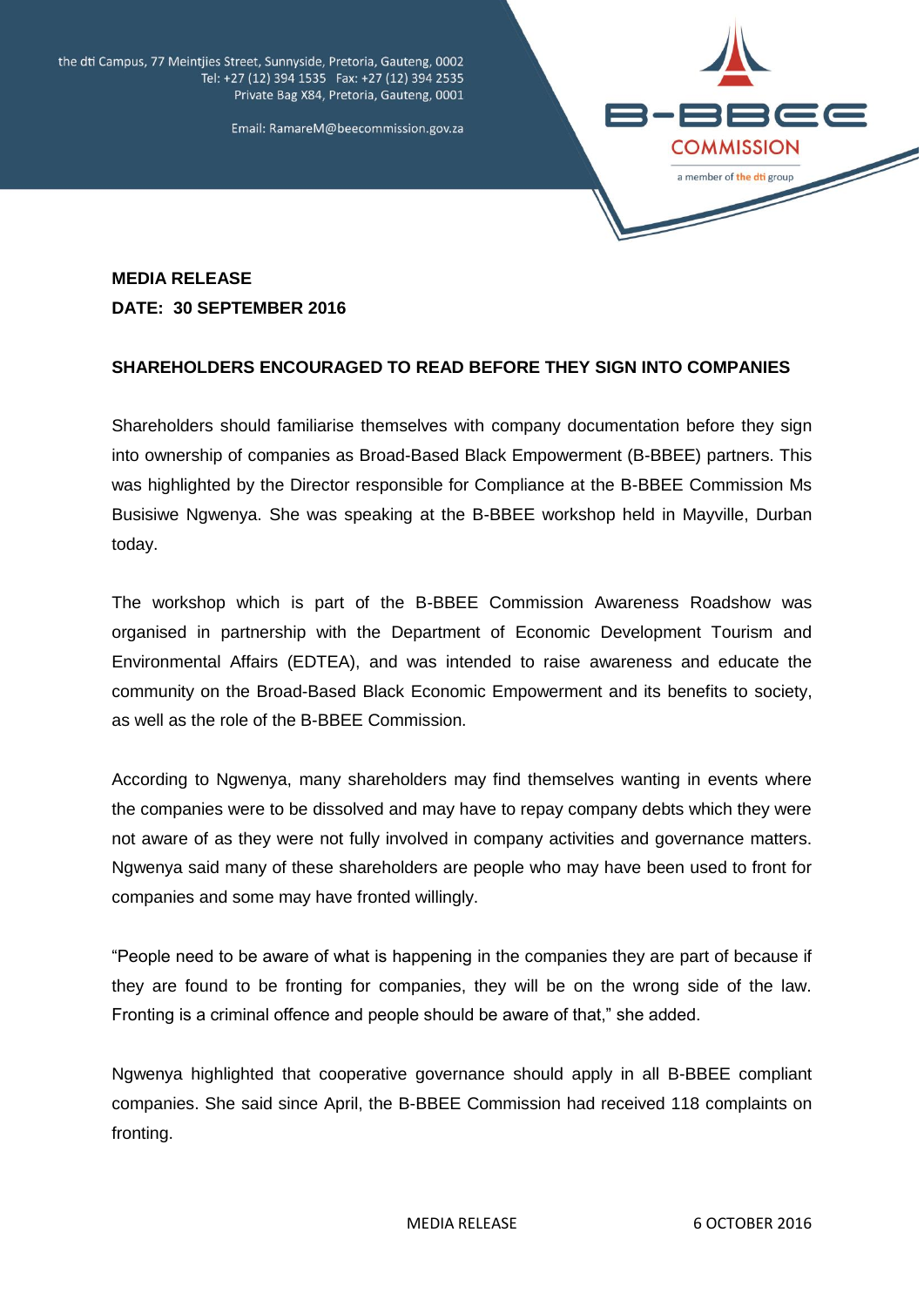the dti Campus, 77 Meintjies Street, Sunnyside, Pretoria, Gauteng, 0002
Tel: +27 (12) 394 1535 Fax: +27 (12) 394 2535
Private Bag X84, Pretoria, Gauteng, 0001

Email: RamareM@beecommission.gov.za

B-BBEE COMMISSION
a member of the dti group

**MEDIA RELEASE**
**DATE: 30 SEPTEMBER 2016**

**SHAREHOLDERS ENCOURAGED TO READ BEFORE THEY SIGN INTO COMPANIES**

Shareholders should familiarise themselves with company documentation before they sign into ownership of companies as Broad-Based Black Empowerment (B-BBEE) partners. This was highlighted by the Director responsible for Compliance at the B-BBEE Commission Ms Busisiwe Ngwenya. She was speaking at the B-BBEE workshop held in Mayville, Durban today.

The workshop which is part of the B-BBEE Commission Awareness Roadshow was organised in partnership with the Department of Economic Development Tourism and Environmental Affairs (EDTEA), and was intended to raise awareness and educate the community on the Broad-Based Black Economic Empowerment and its benefits to society, as well as the role of the B-BBEE Commission.

According to Ngwenya, many shareholders may find themselves wanting in events where the companies were to be dissolved and may have to repay company debts which they were not aware of as they were not fully involved in company activities and governance matters. Ngwenya said many of these shareholders are people who may have been used to front for companies and some may have fronted willingly.

"People need to be aware of what is happening in the companies they are part of because if they are found to be fronting for companies, they will be on the wrong side of the law. Fronting is a criminal offence and people should be aware of that," she added.

Ngwenya highlighted that cooperative governance should apply in all B-BBEE compliant companies. She said since April, the B-BBEE Commission had received 118 complaints on fronting.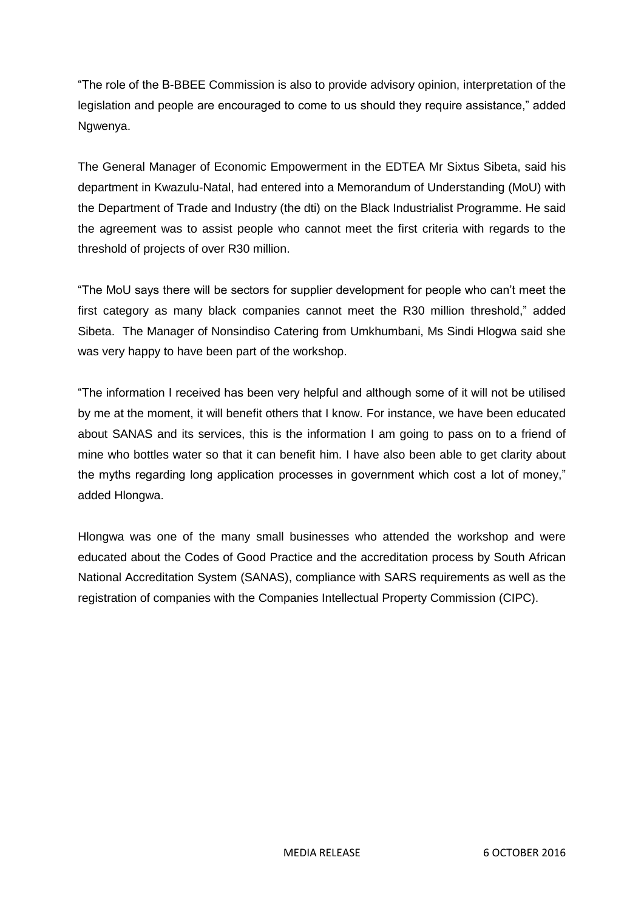"The role of the B-BBEE Commission is also to provide advisory opinion, interpretation of the legislation and people are encouraged to come to us should they require assistance," added Ngwenya.

The General Manager of Economic Empowerment in the EDTEA Mr Sixtus Sibeta, said his department in Kwazulu-Natal, had entered into a Memorandum of Understanding (MoU) with the Department of Trade and Industry (the dti) on the Black Industrialist Programme. He said the agreement was to assist people who cannot meet the first criteria with regards to the threshold of projects of over R30 million.

"The MoU says there will be sectors for supplier development for people who can't meet the first category as many black companies cannot meet the R30 million threshold," added Sibeta. The Manager of Nonsindiso Catering from Umkhumbani, Ms Sindi Hlogwa said she was very happy to have been part of the workshop.

"The information I received has been very helpful and although some of it will not be utilised by me at the moment, it will benefit others that I know. For instance, we have been educated about SANAS and its services, this is the information I am going to pass on to a friend of mine who bottles water so that it can benefit him. I have also been able to get clarity about the myths regarding long application processes in government which cost a lot of money," added Hlongwa.

Hlongwa was one of the many small businesses who attended the workshop and were educated about the Codes of Good Practice and the accreditation process by South African National Accreditation System (SANAS), compliance with SARS requirements as well as the registration of companies with the Companies Intellectual Property Commission (CIPC).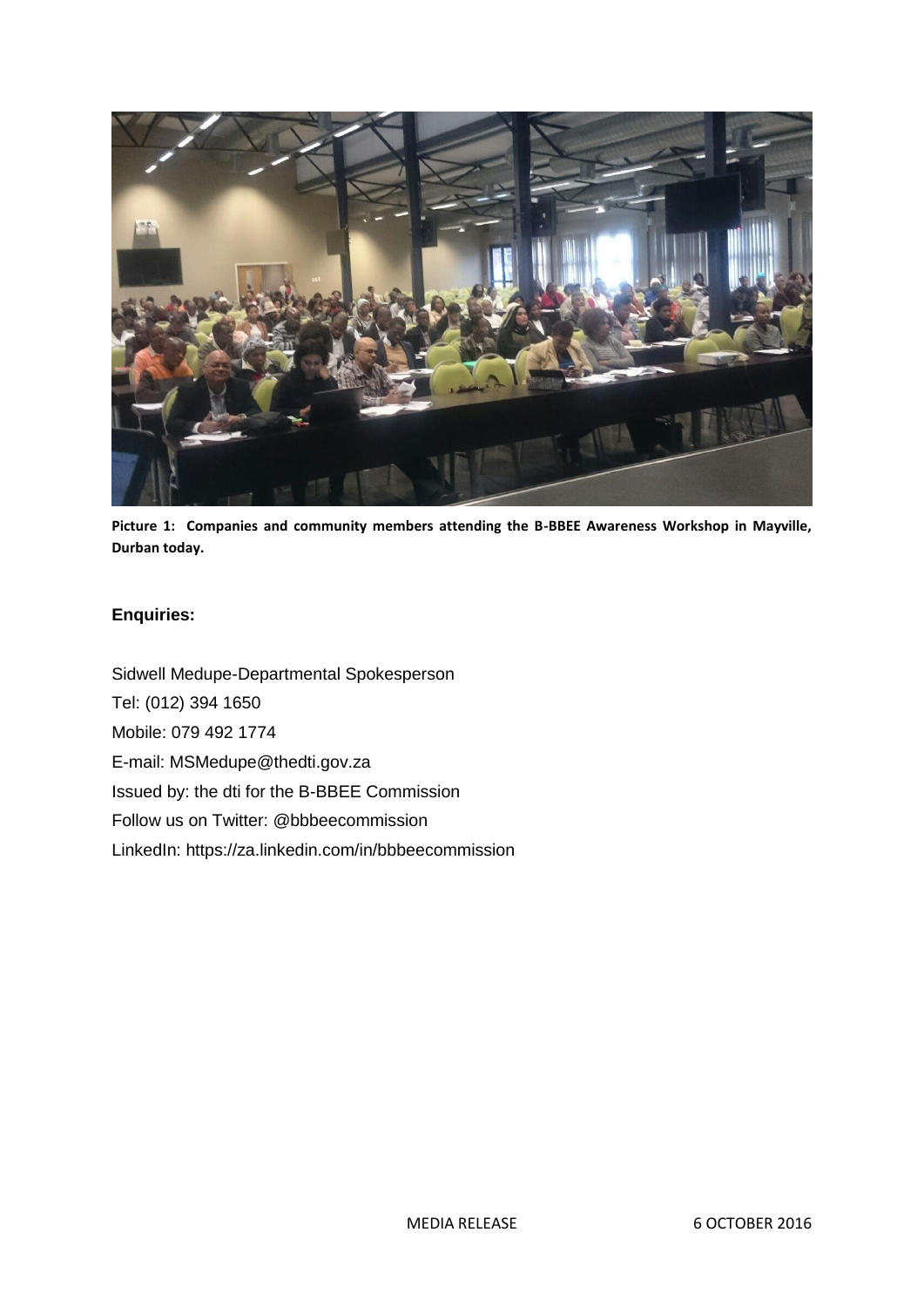**Picture 1: Companies and community members attending the B-BBEE Awareness Workshop in Mayville, Durban today.**

**Enquiries:**

Sidwell Medupe-Departmental Spokesperson
Tel: (012) 394 1650
Mobile: 079 492 1774
E-mail: MSMedupe@thedti.gov.za
Issued by: the dti for the B-BBEE Commission
Follow us on Twitter: @bbbeecommission
LinkedIn: https://za.linkedin.com/in/bbbeecommission